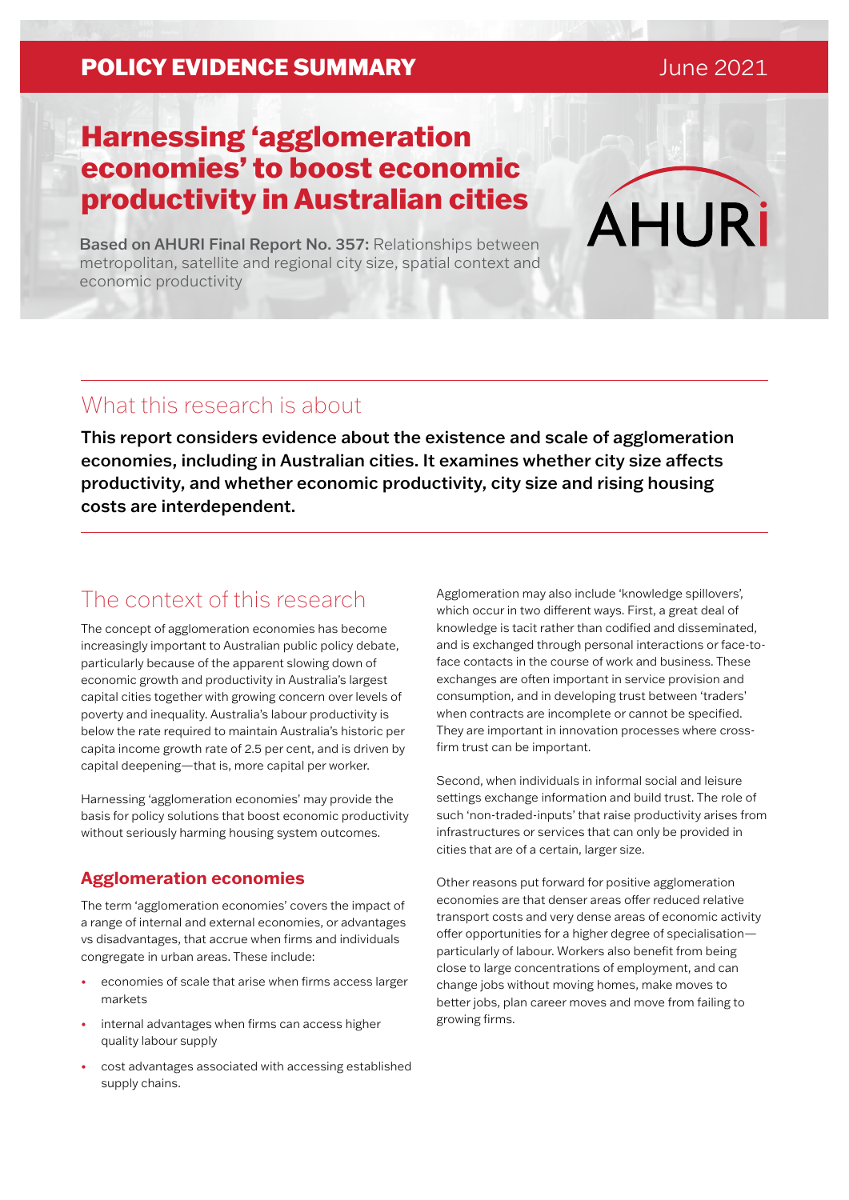**POLICY EVIDENCE SUMMARY** June 2021

# Harnessing 'agglomeration economies' to boost economic productivity in Australian cities

**Based on AHURI Final Report No. 357:** Relationships between metropolitan, satellite and regional city size, spatial context and economic productivity

## What this research is about

**This report considers evidence about the existence and scale of agglomeration economies, including in Australian cities. It examines whether city size affects productivity, and whether economic productivity, city size and rising housing costs are interdependent.**

## The context of this research

The concept of agglomeration economies has become increasingly important to Australian public policy debate, particularly because of the apparent slowing down of economic growth and productivity in Australia's largest capital cities together with growing concern over levels of poverty and inequality. Australia's labour productivity is below the rate required to maintain Australia's historic per capita income growth rate of 2.5 per cent, and is driven by capital deepening—that is, more capital per worker.

Harnessing 'agglomeration economies' may provide the basis for policy solutions that boost economic productivity without seriously harming housing system outcomes.

### Agglomeration economies

The term 'agglomeration economies' covers the impact of a range of internal and external economies, or advantages vs disadvantages, that accrue when firms and individuals congregate in urban areas. These include:

- economies of scale that arise when firms access larger markets
- internal advantages when firms can access higher quality labour supply
- cost advantages associated with accessing established supply chains.

Agglomeration may also include 'knowledge spillovers', which occur in two different ways. First, a great deal of knowledge is tacit rather than codified and disseminated, and is exchanged through personal interactions or face-to-face contacts in the course of work and business. These exchanges are often important in service provision and consumption, and in developing trust between 'traders' when contracts are incomplete or cannot be specified. They are important in innovation processes where cross-firm trust can be important.

Second, when individuals in informal social and leisure settings exchange information and build trust. The role of such 'non-traded-inputs' that raise productivity arises from infrastructures or services that can only be provided in cities that are of a certain, larger size.

Other reasons put forward for positive agglomeration economies are that denser areas offer reduced relative transport costs and very dense areas of economic activity offer opportunities for a higher degree of specialisation—particularly of labour. Workers also benefit from being close to large concentrations of employment, and can change jobs without moving homes, make moves to better jobs, plan career moves and move from failing to growing firms.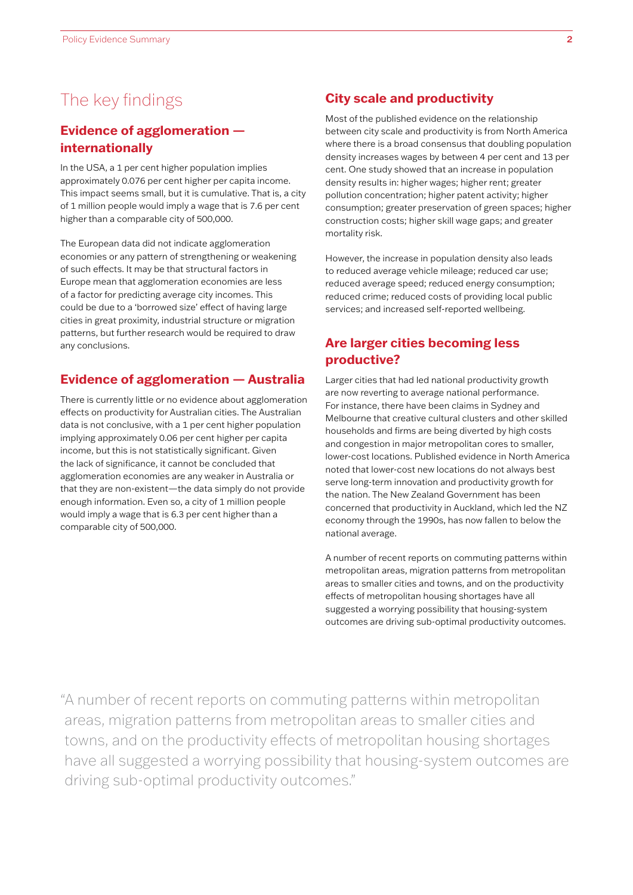# The key findings

## Evidence of agglomeration — internationally

In the USA, a 1 per cent higher population implies approximately 0.076 per cent higher per capita income. This impact seems small, but it is cumulative. That is, a city of 1 million people would imply a wage that is 7.6 per cent higher than a comparable city of 500,000.

The European data did not indicate agglomeration economies or any pattern of strengthening or weakening of such effects. It may be that structural factors in Europe mean that agglomeration economies are less of a factor for predicting average city incomes. This could be due to a 'borrowed size' effect of having large cities in great proximity, industrial structure or migration patterns, but further research would be required to draw any conclusions.

## Evidence of agglomeration — Australia

There is currently little or no evidence about agglomeration effects on productivity for Australian cities. The Australian data is not conclusive, with a 1 per cent higher population implying approximately 0.06 per cent higher per capita income, but this is not statistically significant. Given the lack of significance, it cannot be concluded that agglomeration economies are any weaker in Australia or that they are non-existent—the data simply do not provide enough information. Even so, a city of 1 million people would imply a wage that is 6.3 per cent higher than a comparable city of 500,000.

## City scale and productivity

Most of the published evidence on the relationship between city scale and productivity is from North America where there is a broad consensus that doubling population density increases wages by between 4 per cent and 13 per cent. One study showed that an increase in population density results in: higher wages; higher rent; greater pollution concentration; higher patent activity; higher consumption; greater preservation of green spaces; higher construction costs; higher skill wage gaps; and greater mortality risk.

However, the increase in population density also leads to reduced average vehicle mileage; reduced car use; reduced average speed; reduced energy consumption; reduced crime; reduced costs of providing local public services; and increased self-reported wellbeing.

## Are larger cities becoming less productive?

Larger cities that had led national productivity growth are now reverting to average national performance. For instance, there have been claims in Sydney and Melbourne that creative cultural clusters and other skilled households and firms are being diverted by high costs and congestion in major metropolitan cores to smaller, lower-cost locations. Published evidence in North America noted that lower-cost new locations do not always best serve long-term innovation and productivity growth for the nation. The New Zealand Government has been concerned that productivity in Auckland, which led the NZ economy through the 1990s, has now fallen to below the national average.

A number of recent reports on commuting patterns within metropolitan areas, migration patterns from metropolitan areas to smaller cities and towns, and on the productivity effects of metropolitan housing shortages have all suggested a worrying possibility that housing-system outcomes are driving sub-optimal productivity outcomes.

> "A number of recent reports on commuting patterns within metropolitan areas, migration patterns from metropolitan areas to smaller cities and towns, and on the productivity effects of metropolitan housing shortages have all suggested a worrying possibility that housing-system outcomes are driving sub-optimal productivity outcomes."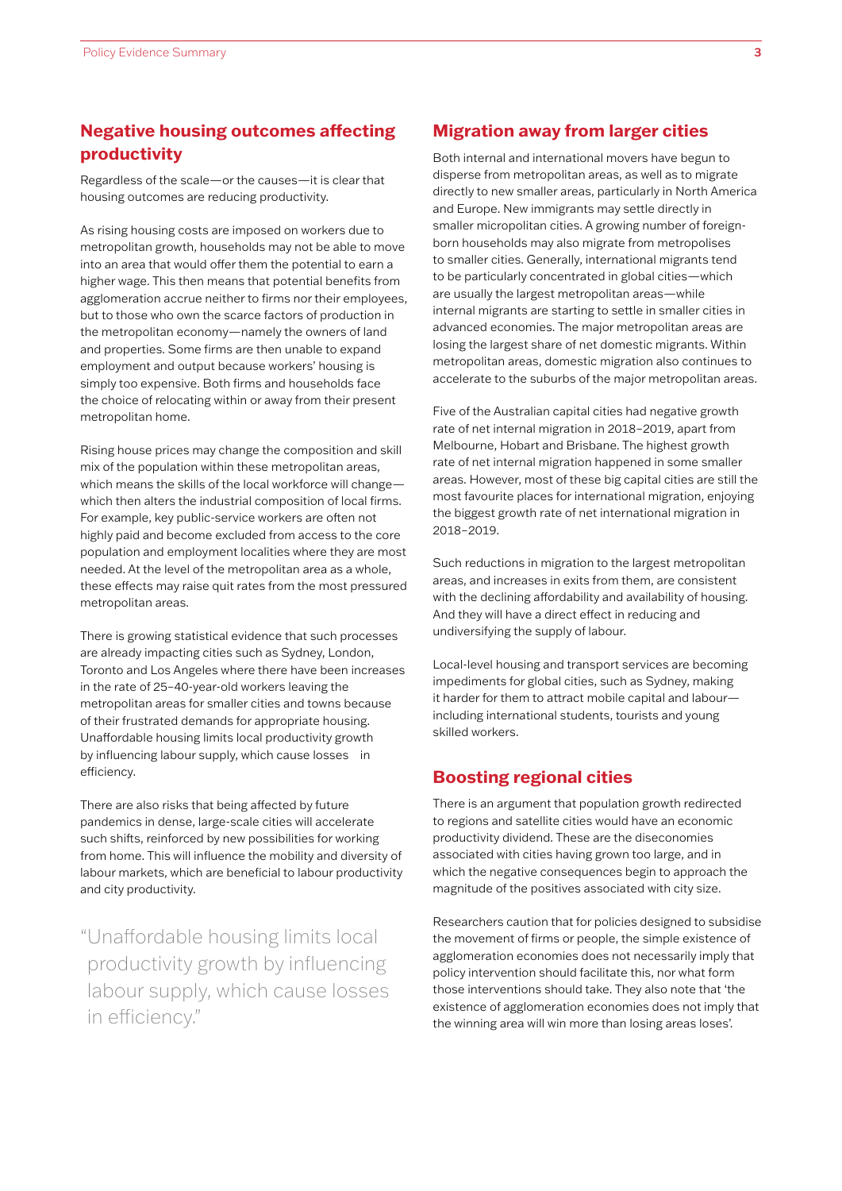## Negative housing outcomes affecting productivity

Regardless of the scale—or the causes—it is clear that housing outcomes are reducing productivity.

As rising housing costs are imposed on workers due to metropolitan growth, households may not be able to move into an area that would offer them the potential to earn a higher wage. This then means that potential benefits from agglomeration accrue neither to firms nor their employees, but to those who own the scarce factors of production in the metropolitan economy—namely the owners of land and properties. Some firms are then unable to expand employment and output because workers' housing is simply too expensive. Both firms and households face the choice of relocating within or away from their present metropolitan home.

Rising house prices may change the composition and skill mix of the population within these metropolitan areas, which means the skills of the local workforce will change—which then alters the industrial composition of local firms. For example, key public-service workers are often not highly paid and become excluded from access to the core population and employment localities where they are most needed. At the level of the metropolitan area as a whole, these effects may raise quit rates from the most pressured metropolitan areas.

There is growing statistical evidence that such processes are already impacting cities such as Sydney, London, Toronto and Los Angeles where there have been increases in the rate of 25–40-year-old workers leaving the metropolitan areas for smaller cities and towns because of their frustrated demands for appropriate housing. Unaffordable housing limits local productivity growth by influencing labour supply, which cause losses in efficiency.

There are also risks that being affected by future pandemics in dense, large-scale cities will accelerate such shifts, reinforced by new possibilities for working from home. This will influence the mobility and diversity of labour markets, which are beneficial to labour productivity and city productivity.

> "Unaffordable housing limits local productivity growth by influencing labour supply, which cause losses in efficiency."

## Migration away from larger cities

Both internal and international movers have begun to disperse from metropolitan areas, as well as to migrate directly to new smaller areas, particularly in North America and Europe. New immigrants may settle directly in smaller micropolitan cities. A growing number of foreign-born households may also migrate from metropolises to smaller cities. Generally, international migrants tend to be particularly concentrated in global cities—which are usually the largest metropolitan areas—while internal migrants are starting to settle in smaller cities in advanced economies. The major metropolitan areas are losing the largest share of net domestic migrants. Within metropolitan areas, domestic migration also continues to accelerate to the suburbs of the major metropolitan areas.

Five of the Australian capital cities had negative growth rate of net internal migration in 2018–2019, apart from Melbourne, Hobart and Brisbane. The highest growth rate of net internal migration happened in some smaller areas. However, most of these big capital cities are still the most favourite places for international migration, enjoying the biggest growth rate of net international migration in 2018–2019.

Such reductions in migration to the largest metropolitan areas, and increases in exits from them, are consistent with the declining affordability and availability of housing. And they will have a direct effect in reducing and undiversifying the supply of labour.

Local-level housing and transport services are becoming impediments for global cities, such as Sydney, making it harder for them to attract mobile capital and labour—including international students, tourists and young skilled workers.

## Boosting regional cities

There is an argument that population growth redirected to regions and satellite cities would have an economic productivity dividend. These are the diseconomies associated with cities having grown too large, and in which the negative consequences begin to approach the magnitude of the positives associated with city size.

Researchers caution that for policies designed to subsidise the movement of firms or people, the simple existence of agglomeration economies does not necessarily imply that policy intervention should facilitate this, nor what form those interventions should take. They also note that 'the existence of agglomeration economies does not imply that the winning area will win more than losing areas loses'.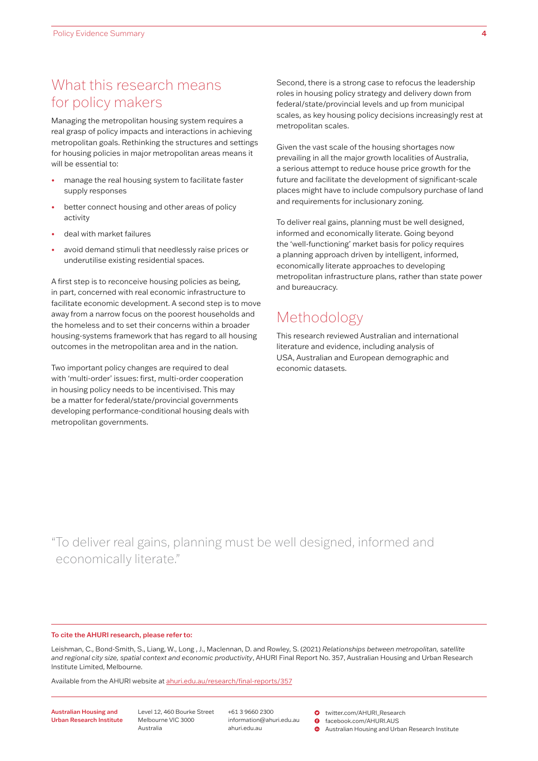## What this research means for policy makers

Managing the metropolitan housing system requires a real grasp of policy impacts and interactions in achieving metropolitan goals. Rethinking the structures and settings for housing policies in major metropolitan areas means it will be essential to:

- manage the real housing system to facilitate faster supply responses
- better connect housing and other areas of policy activity
- deal with market failures
- avoid demand stimuli that needlessly raise prices or underutilise existing residential spaces.

A first step is to reconceive housing policies as being, in part, concerned with real economic infrastructure to facilitate economic development. A second step is to move away from a narrow focus on the poorest households and the homeless and to set their concerns within a broader housing-systems framework that has regard to all housing outcomes in the metropolitan area and in the nation.

Two important policy changes are required to deal with 'multi-order' issues: first, multi-order cooperation in housing policy needs to be incentivised. This may be a matter for federal/state/provincial governments developing performance-conditional housing deals with metropolitan governments.

Second, there is a strong case to refocus the leadership roles in housing policy strategy and delivery down from federal/state/provincial levels and up from municipal scales, as key housing policy decisions increasingly rest at metropolitan scales.

Given the vast scale of the housing shortages now prevailing in all the major growth localities of Australia, a serious attempt to reduce house price growth for the future and facilitate the development of significant-scale places might have to include compulsory purchase of land and requirements for inclusionary zoning.

To deliver real gains, planning must be well designed, informed and economically literate. Going beyond the 'well-functioning' market basis for policy requires a planning approach driven by intelligent, informed, economically literate approaches to developing metropolitan infrastructure plans, rather than state power and bureaucracy.

## Methodology

This research reviewed Australian and international literature and evidence, including analysis of USA, Australian and European demographic and economic datasets.

"To deliver real gains, planning must be well designed, informed and economically literate."

**To cite the AHURI research, please refer to:**

Leishman, C., Bond-Smith, S., Liang, W., Long , J., Maclennan, D. and Rowley, S. (2021) *Relationships between metropolitan, satellite and regional city size, spatial context and economic productivity*, AHURI Final Report No. 357, Australian Housing and Urban Research Institute Limited, Melbourne.

Available from the AHURI website at ahuri.edu.au/research/final-reports/357

**Australian Housing and Urban Research Institute**

Level 12, 460 Bourke Street
Melbourne VIC 3000
Australia

+61 3 9660 2300
information@ahuri.edu.au
ahuri.edu.au

twitter.com/AHURI_Research
facebook.com/AHURI.AUS
Australian Housing and Urban Research Institute